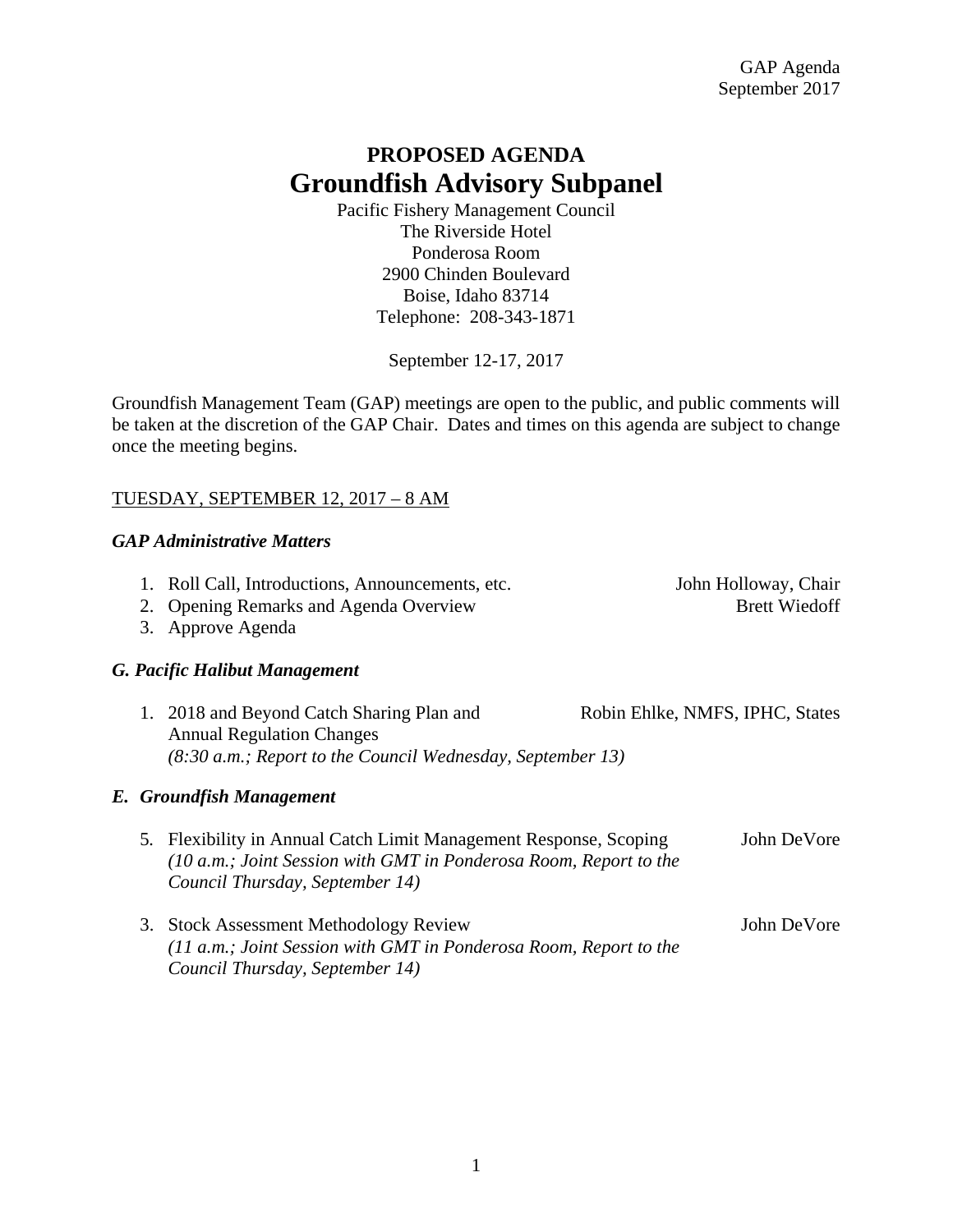GAP Agenda
September 2017

# PROPOSED AGENDA
# Groundfish Advisory Subpanel

Pacific Fishery Management Council
The Riverside Hotel
Ponderosa Room
2900 Chinden Boulevard
Boise, Idaho 83714
Telephone: 208-343-1871

September 12-17, 2017

Groundfish Management Team (GAP) meetings are open to the public, and public comments will be taken at the discretion of the GAP Chair. Dates and times on this agenda are subject to change once the meeting begins.

TUESDAY, SEPTEMBER 12, 2017 – 8 AM

### *GAP Administrative Matters*

1. Roll Call, Introductions, Announcements, etc. — John Holloway, Chair
2. Opening Remarks and Agenda Overview — Brett Wiedoff
3. Approve Agenda

### *G. Pacific Halibut Management*

1. 2018 and Beyond Catch Sharing Plan and Annual Regulation Changes — Robin Ehlke, NMFS, IPHC, States
   *(8:30 a.m.; Report to the Council Wednesday, September 13)*

### *E. Groundfish Management*

5. Flexibility in Annual Catch Limit Management Response, Scoping — John DeVore
   *(10 a.m.; Joint Session with GMT in Ponderosa Room, Report to the Council Thursday, September 14)*

3. Stock Assessment Methodology Review — John DeVore
   *(11 a.m.; Joint Session with GMT in Ponderosa Room, Report to the Council Thursday, September 14)*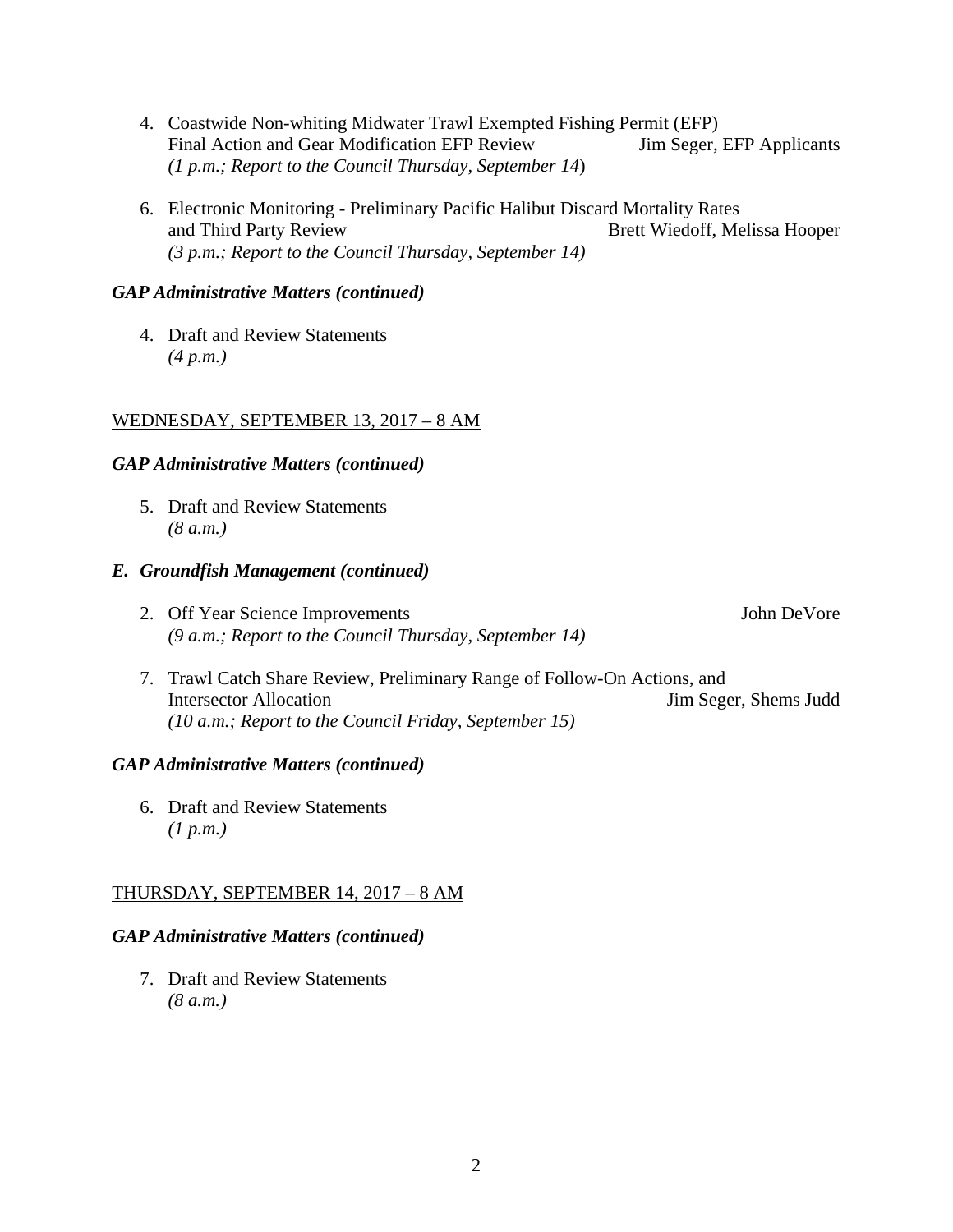4. Coastwide Non-whiting Midwater Trawl Exempted Fishing Permit (EFP) Final Action and Gear Modification EFP Review — Jim Seger, EFP Applicants
   *(1 p.m.; Report to the Council Thursday, September 14*)

6. Electronic Monitoring - Preliminary Pacific Halibut Discard Mortality Rates and Third Party Review — Brett Wiedoff, Melissa Hooper
   *(3 p.m.; Report to the Council Thursday, September 14)*

***GAP Administrative Matters (continued)***

4. Draft and Review Statements
   *(4 p.m.)*

WEDNESDAY, SEPTEMBER 13, 2017 – 8 AM

***GAP Administrative Matters (continued)***

5. Draft and Review Statements
   *(8 a.m.)*

***E. Groundfish Management (continued)***

2. Off Year Science Improvements — John DeVore
   *(9 a.m.; Report to the Council Thursday, September 14)*

7. Trawl Catch Share Review, Preliminary Range of Follow-On Actions, and Intersector Allocation — Jim Seger, Shems Judd
   *(10 a.m.; Report to the Council Friday, September 15)*

***GAP Administrative Matters (continued)***

6. Draft and Review Statements
   *(1 p.m.)*

THURSDAY, SEPTEMBER 14, 2017 – 8 AM

***GAP Administrative Matters (continued)***

7. Draft and Review Statements
   *(8 a.m.)*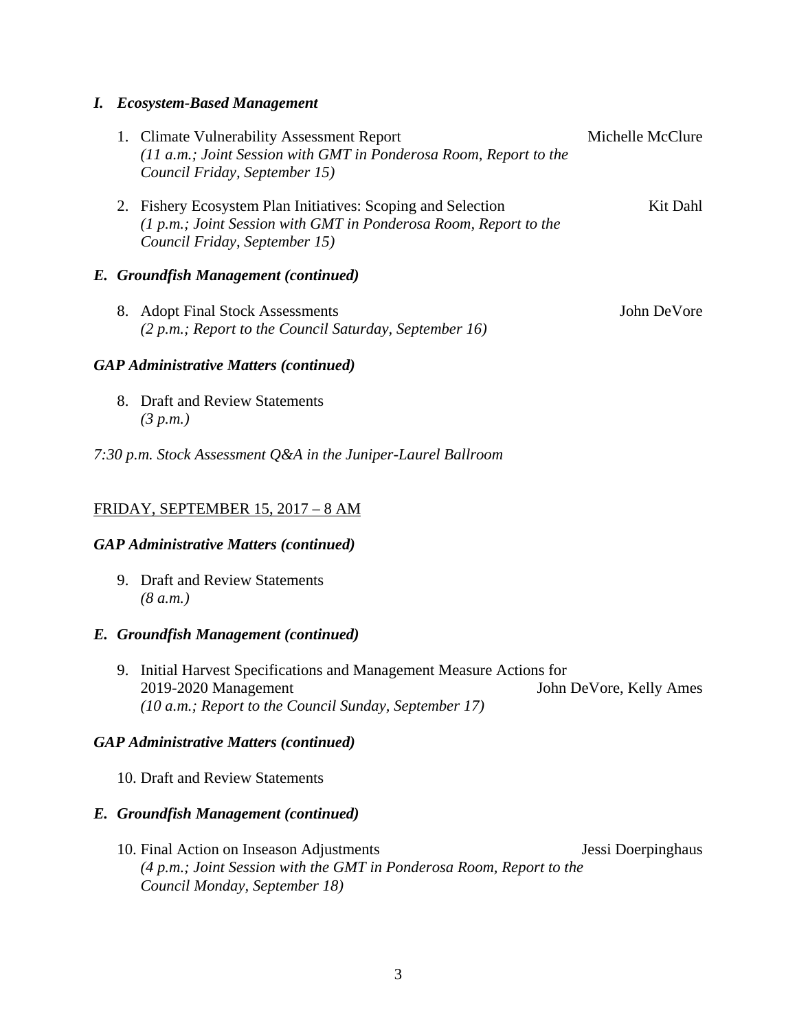### *I. Ecosystem-Based Management*

1. Climate Vulnerability Assessment Report — Michelle McClure
   *(11 a.m.; Joint Session with GMT in Ponderosa Room, Report to the Council Friday, September 15)*

2. Fishery Ecosystem Plan Initiatives: Scoping and Selection — Kit Dahl
   *(1 p.m.; Joint Session with GMT in Ponderosa Room, Report to the Council Friday, September 15)*

### *E. Groundfish Management (continued)*

8. Adopt Final Stock Assessments — John DeVore
   *(2 p.m.; Report to the Council Saturday, September 16)*

### *GAP Administrative Matters (continued)*

8. Draft and Review Statements
   *(3 p.m.)*

*7:30 p.m. Stock Assessment Q&A in the Juniper-Laurel Ballroom*

## FRIDAY, SEPTEMBER 15, 2017 – 8 AM

### *GAP Administrative Matters (continued)*

9. Draft and Review Statements
   *(8 a.m.)*

### *E. Groundfish Management (continued)*

9. Initial Harvest Specifications and Management Measure Actions for 2019-2020 Management — John DeVore, Kelly Ames
   *(10 a.m.; Report to the Council Sunday, September 17)*

### *GAP Administrative Matters (continued)*

10. Draft and Review Statements

### *E. Groundfish Management (continued)*

10. Final Action on Inseason Adjustments — Jessi Doerpinghaus
    *(4 p.m.; Joint Session with the GMT in Ponderosa Room, Report to the Council Monday, September 18)*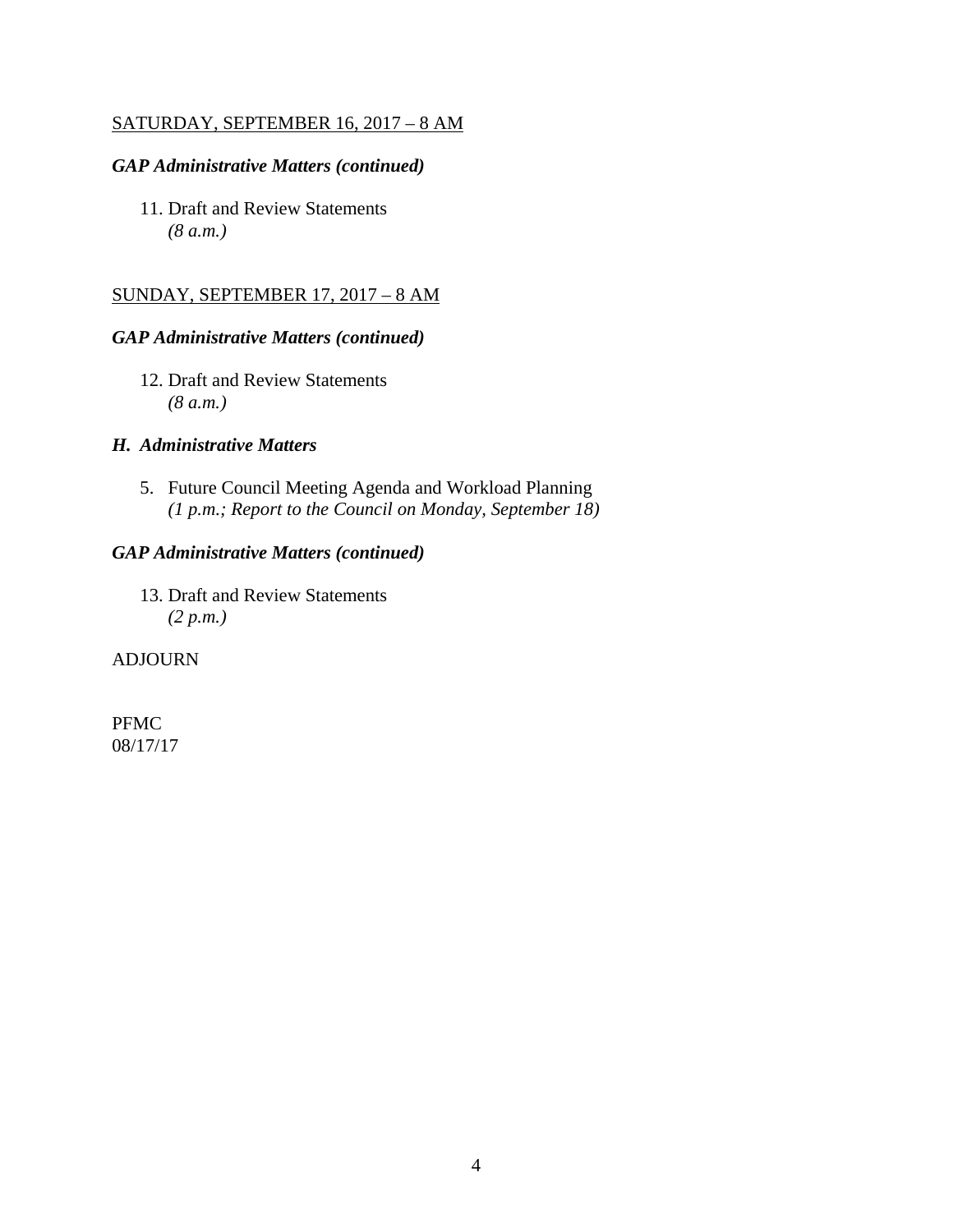SATURDAY, SEPTEMBER 16, 2017 – 8 AM

***GAP Administrative Matters (continued)***

11. Draft and Review Statements
 *(8 a.m.)*

SUNDAY, SEPTEMBER 17, 2017 – 8 AM

***GAP Administrative Matters (continued)***

12. Draft and Review Statements
 *(8 a.m.)*

***H. Administrative Matters***

5. Future Council Meeting Agenda and Workload Planning
 *(1 p.m.; Report to the Council on Monday, September 18)*

***GAP Administrative Matters (continued)***

13. Draft and Review Statements
 *(2 p.m.)*

ADJOURN

PFMC
08/17/17